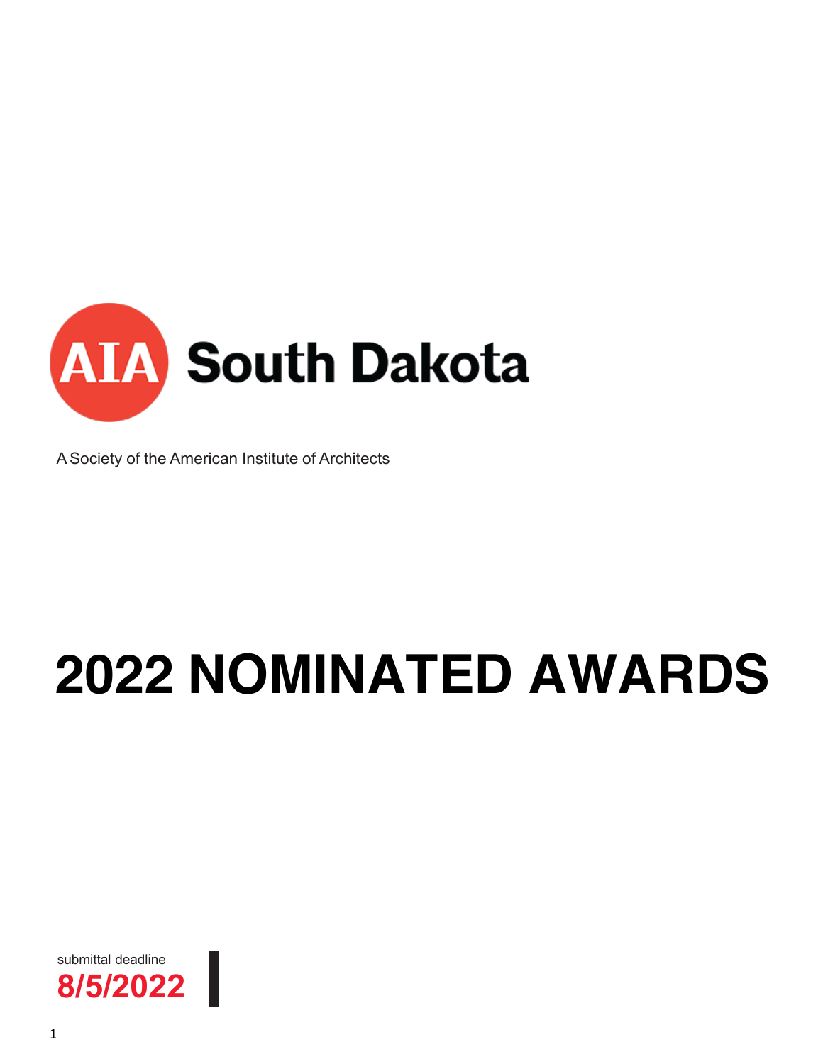AIA South Dakota

A Society of the American Institute of Architects

# 2022 NOMINATED AWARDS

submittal deadline

**8/5/2022**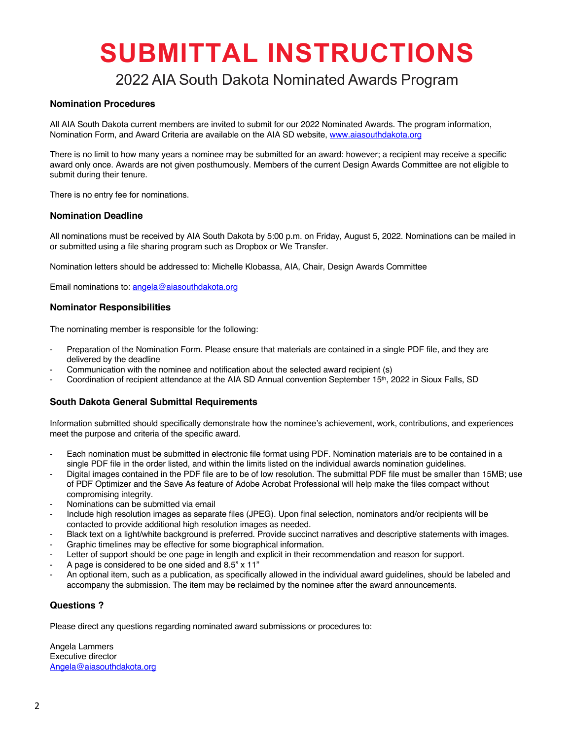# SUBMITTAL INSTRUCTIONS

## 2022 AIA South Dakota Nominated Awards Program

### Nomination Procedures

All AIA South Dakota current members are invited to submit for our 2022 Nominated Awards. The program information, Nomination Form, and Award Criteria are available on the AIA SD website, www.aiasouthdakota.org

There is no limit to how many years a nominee may be submitted for an award: however; a recipient may receive a specific award only once. Awards are not given posthumously. Members of the current Design Awards Committee are not eligible to submit during their tenure.

There is no entry fee for nominations.

### Nomination Deadline

All nominations must be received by AIA South Dakota by 5:00 p.m. on Friday, August 5, 2022. Nominations can be mailed in or submitted using a file sharing program such as Dropbox or We Transfer.

Nomination letters should be addressed to: Michelle Klobassa, AIA, Chair, Design Awards Committee

Email nominations to: angela@aiasouthdakota.org

### Nominator Responsibilities

The nominating member is responsible for the following:

- Preparation of the Nomination Form. Please ensure that materials are contained in a single PDF file, and they are delivered by the deadline
- Communication with the nominee and notification about the selected award recipient (s)
- Coordination of recipient attendance at the AIA SD Annual convention September 15th, 2022 in Sioux Falls, SD

### South Dakota General Submittal Requirements

Information submitted should specifically demonstrate how the nominee's achievement, work, contributions, and experiences meet the purpose and criteria of the specific award.

- Each nomination must be submitted in electronic file format using PDF. Nomination materials are to be contained in a single PDF file in the order listed, and within the limits listed on the individual awards nomination guidelines.
- Digital images contained in the PDF file are to be of low resolution. The submittal PDF file must be smaller than 15MB; use of PDF Optimizer and the Save As feature of Adobe Acrobat Professional will help make the files compact without compromising integrity.
- Nominations can be submitted via email
- Include high resolution images as separate files (JPEG). Upon final selection, nominators and/or recipients will be contacted to provide additional high resolution images as needed.
- Black text on a light/white background is preferred. Provide succinct narratives and descriptive statements with images.
- Graphic timelines may be effective for some biographical information.
- Letter of support should be one page in length and explicit in their recommendation and reason for support.
- A page is considered to be one sided and 8.5" x 11"
- An optional item, such as a publication, as specifically allowed in the individual award guidelines, should be labeled and accompany the submission. The item may be reclaimed by the nominee after the award announcements.

### Questions ?

Please direct any questions regarding nominated award submissions or procedures to:

Angela Lammers
Executive director
Angela@aiasouthdakota.org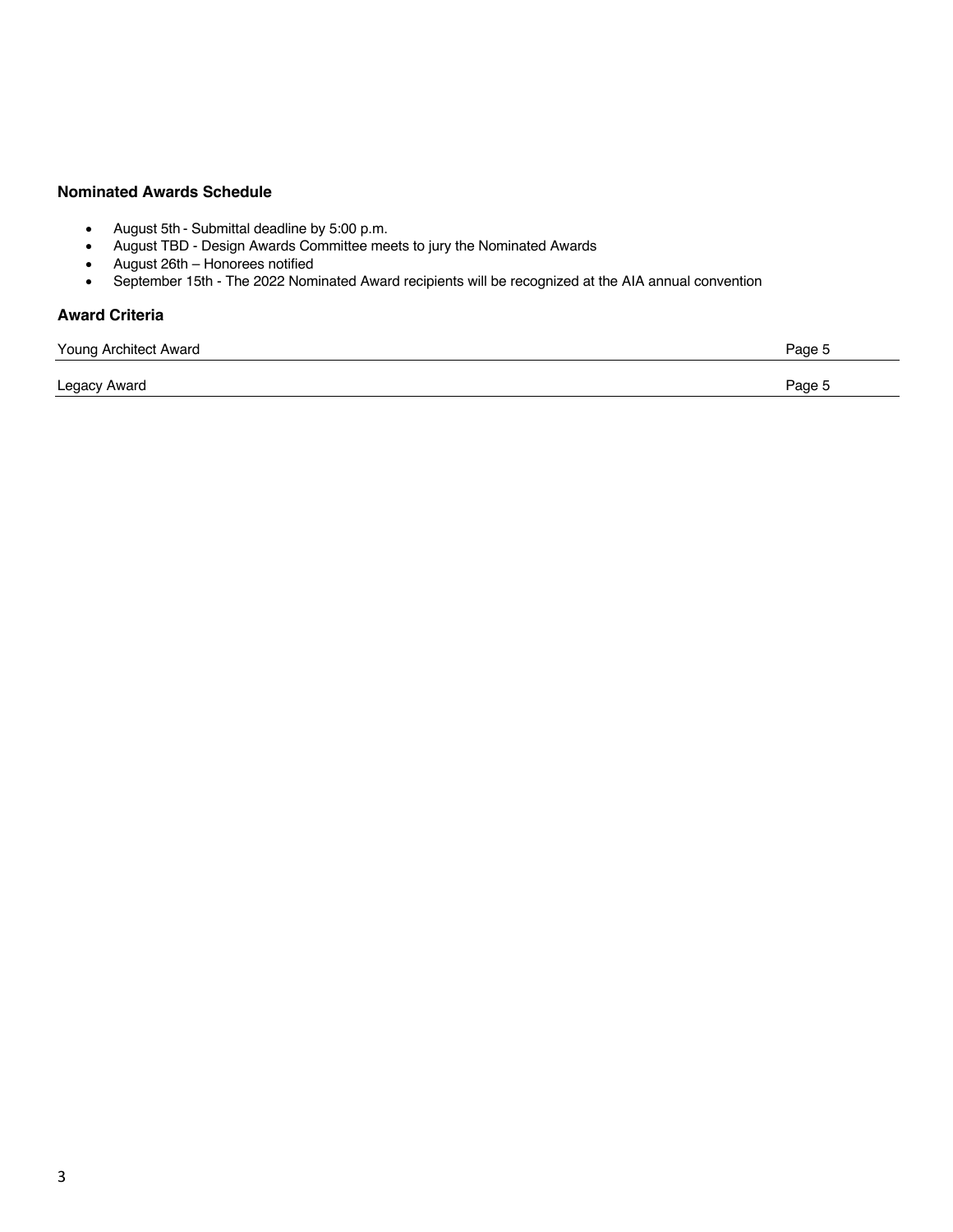### Nominated Awards Schedule

- August 5th - Submittal deadline by 5:00 p.m.
- August TBD - Design Awards Committee meets to jury the Nominated Awards
- August 26th – Honorees notified
- September 15th - The 2022 Nominated Award recipients will be recognized at the AIA annual convention

### Award Criteria

| | |
|---|---|
| Young Architect Award | Page 5 |
| Legacy Award | Page 5 |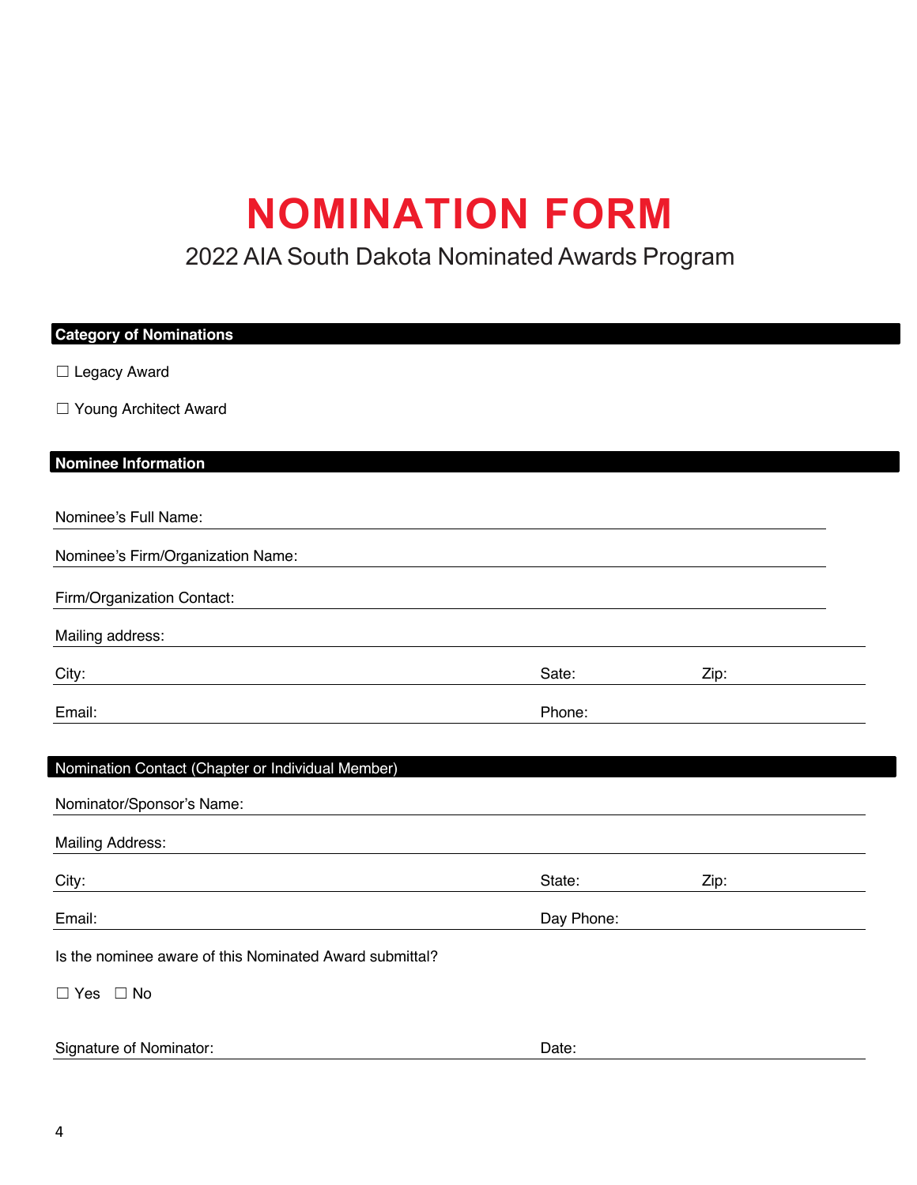# NOMINATION FORM

2022 AIA South Dakota Nominated Awards Program

## Category of Nominations

☐ Legacy Award

☐ Young Architect Award

## Nominee Information

Nominee's Full Name: \_\_\_\_\_\_\_\_\_\_\_\_\_\_\_\_\_\_\_\_\_\_\_\_\_\_\_\_\_\_\_\_\_\_\_\_\_\_\_\_

Nominee's Firm/Organization Name: \_\_\_\_\_\_\_\_\_\_\_\_\_\_\_\_\_\_\_\_\_\_\_\_\_\_\_\_\_\_\_\_\_\_\_\_\_\_\_\_

Firm/Organization Contact: \_\_\_\_\_\_\_\_\_\_\_\_\_\_\_\_\_\_\_\_\_\_\_\_\_\_\_\_\_\_\_\_\_\_\_\_\_\_\_\_

Mailing address: \_\_\_\_\_\_\_\_\_\_\_\_\_\_\_\_\_\_\_\_\_\_\_\_\_\_\_\_\_\_\_\_\_\_\_\_\_\_\_\_

City: \_\_\_\_\_\_\_\_\_\_\_\_\_\_\_\_\_\_\_\_ Sate: \_\_\_\_\_\_\_\_ Zip: \_\_\_\_\_\_\_\_

Email: \_\_\_\_\_\_\_\_\_\_\_\_\_\_\_\_\_\_\_\_ Phone: \_\_\_\_\_\_\_\_\_\_\_\_\_\_\_\_

## Nomination Contact (Chapter or Individual Member)

Nominator/Sponsor's Name: \_\_\_\_\_\_\_\_\_\_\_\_\_\_\_\_\_\_\_\_\_\_\_\_\_\_\_\_\_\_\_\_\_\_\_\_\_\_\_\_

Mailing Address: \_\_\_\_\_\_\_\_\_\_\_\_\_\_\_\_\_\_\_\_\_\_\_\_\_\_\_\_\_\_\_\_\_\_\_\_\_\_\_\_

City: \_\_\_\_\_\_\_\_\_\_\_\_\_\_\_\_\_\_\_\_ State: \_\_\_\_\_\_\_\_ Zip: \_\_\_\_\_\_\_\_

Email: \_\_\_\_\_\_\_\_\_\_\_\_\_\_\_\_\_\_\_\_ Day Phone: \_\_\_\_\_\_\_\_\_\_\_\_\_\_\_\_

Is the nominee aware of this Nominated Award submittal?

☐ Yes ☐ No

Signature of Nominator: \_\_\_\_\_\_\_\_\_\_\_\_\_\_\_\_\_\_\_\_ Date: \_\_\_\_\_\_\_\_\_\_\_\_\_\_\_\_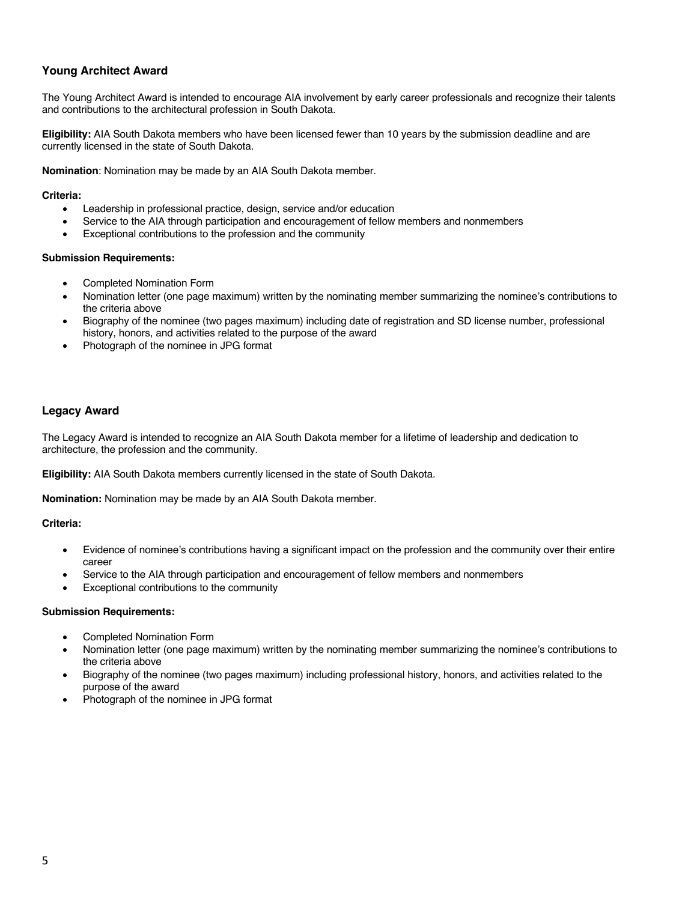### Young Architect Award

The Young Architect Award is intended to encourage AIA involvement by early career professionals and recognize their talents and contributions to the architectural profession in South Dakota.

**Eligibility:** AIA South Dakota members who have been licensed fewer than 10 years by the submission deadline and are currently licensed in the state of South Dakota.

**Nomination**: Nomination may be made by an AIA South Dakota member.

**Criteria:**

- Leadership in professional practice, design, service and/or education
- Service to the AIA through participation and encouragement of fellow members and nonmembers
- Exceptional contributions to the profession and the community

**Submission Requirements:**

- Completed Nomination Form
- Nomination letter (one page maximum) written by the nominating member summarizing the nominee's contributions to the criteria above
- Biography of the nominee (two pages maximum) including date of registration and SD license number, professional history, honors, and activities related to the purpose of the award
- Photograph of the nominee in JPG format

### Legacy Award

The Legacy Award is intended to recognize an AIA South Dakota member for a lifetime of leadership and dedication to architecture, the profession and the community.

**Eligibility:** AIA South Dakota members currently licensed in the state of South Dakota.

**Nomination:** Nomination may be made by an AIA South Dakota member.

**Criteria:**

- Evidence of nominee's contributions having a significant impact on the profession and the community over their entire career
- Service to the AIA through participation and encouragement of fellow members and nonmembers
- Exceptional contributions to the community

**Submission Requirements:**

- Completed Nomination Form
- Nomination letter (one page maximum) written by the nominating member summarizing the nominee's contributions to the criteria above
- Biography of the nominee (two pages maximum) including professional history, honors, and activities related to the purpose of the award
- Photograph of the nominee in JPG format